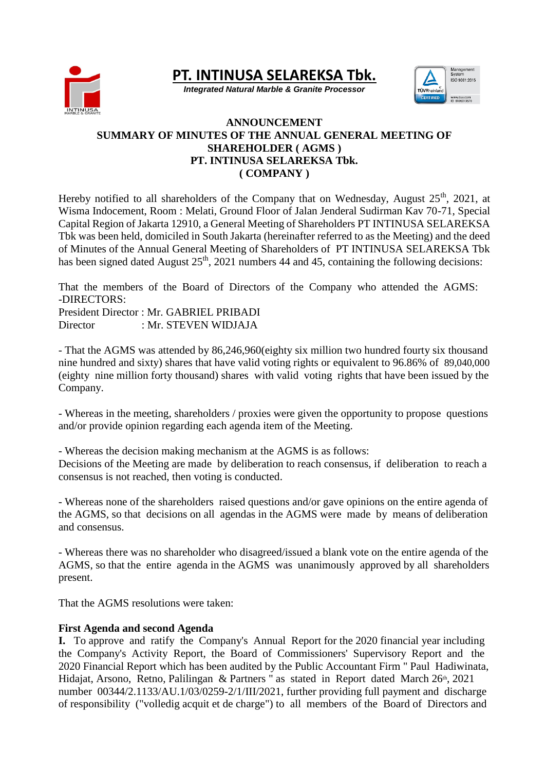# PT. INTINUSA SELAREKSA Tbk.

*Integrated Natural Marble & Granite Processor*

**ANNOUNCEMENT**
**SUMMARY OF MINUTES OF THE ANNUAL GENERAL MEETING OF SHAREHOLDER ( AGMS )**
**PT. INTINUSA SELAREKSA Tbk.**
**( COMPANY )**

Hereby notified to all shareholders of the Company that on Wednesday, August 25th, 2021, at Wisma Indocement, Room : Melati, Ground Floor of Jalan Jenderal Sudirman Kav 70-71, Special Capital Region of Jakarta 12910, a General Meeting of Shareholders PT INTINUSA SELAREKSA Tbk was been held, domiciled in South Jakarta (hereinafter referred to as the Meeting) and the deed of Minutes of the Annual General Meeting of Shareholders of PT INTINUSA SELAREKSA Tbk has been signed dated August 25th, 2021 numbers 44 and 45, containing the following decisions:

That the members of the Board of Directors of the Company who attended the AGMS:
-DIRECTORS:
President Director : Mr. GABRIEL PRIBADI
Director : Mr. STEVEN WIDJAJA

- That the AGMS was attended by 86,246,960(eighty six million two hundred fourty six thousand nine hundred and sixty) shares that have valid voting rights or equivalent to 96.86% of 89,040,000 (eighty nine million forty thousand) shares with valid voting rights that have been issued by the Company.

- Whereas in the meeting, shareholders / proxies were given the opportunity to propose questions and/or provide opinion regarding each agenda item of the Meeting.

- Whereas the decision making mechanism at the AGMS is as follows:
Decisions of the Meeting are made by deliberation to reach consensus, if deliberation to reach a consensus is not reached, then voting is conducted.

- Whereas none of the shareholders raised questions and/or gave opinions on the entire agenda of the AGMS, so that decisions on all agendas in the AGMS were made by means of deliberation and consensus.

- Whereas there was no shareholder who disagreed/issued a blank vote on the entire agenda of the AGMS, so that the entire agenda in the AGMS was unanimously approved by all shareholders present.

That the AGMS resolutions were taken:

**First Agenda and second Agenda**

**I.** To approve and ratify the Company's Annual Report for the 2020 financial year including the Company's Activity Report, the Board of Commissioners' Supervisory Report and the 2020 Financial Report which has been audited by the Public Accountant Firm " Paul Hadiwinata, Hidajat, Arsono, Retno, Palilingan & Partners " as stated in Report dated March 26th, 2021 number 00344/2.1133/AU.1/03/0259-2/1/III/2021, further providing full payment and discharge of responsibility ("volledig acquit et de charge") to all members of the Board of Directors and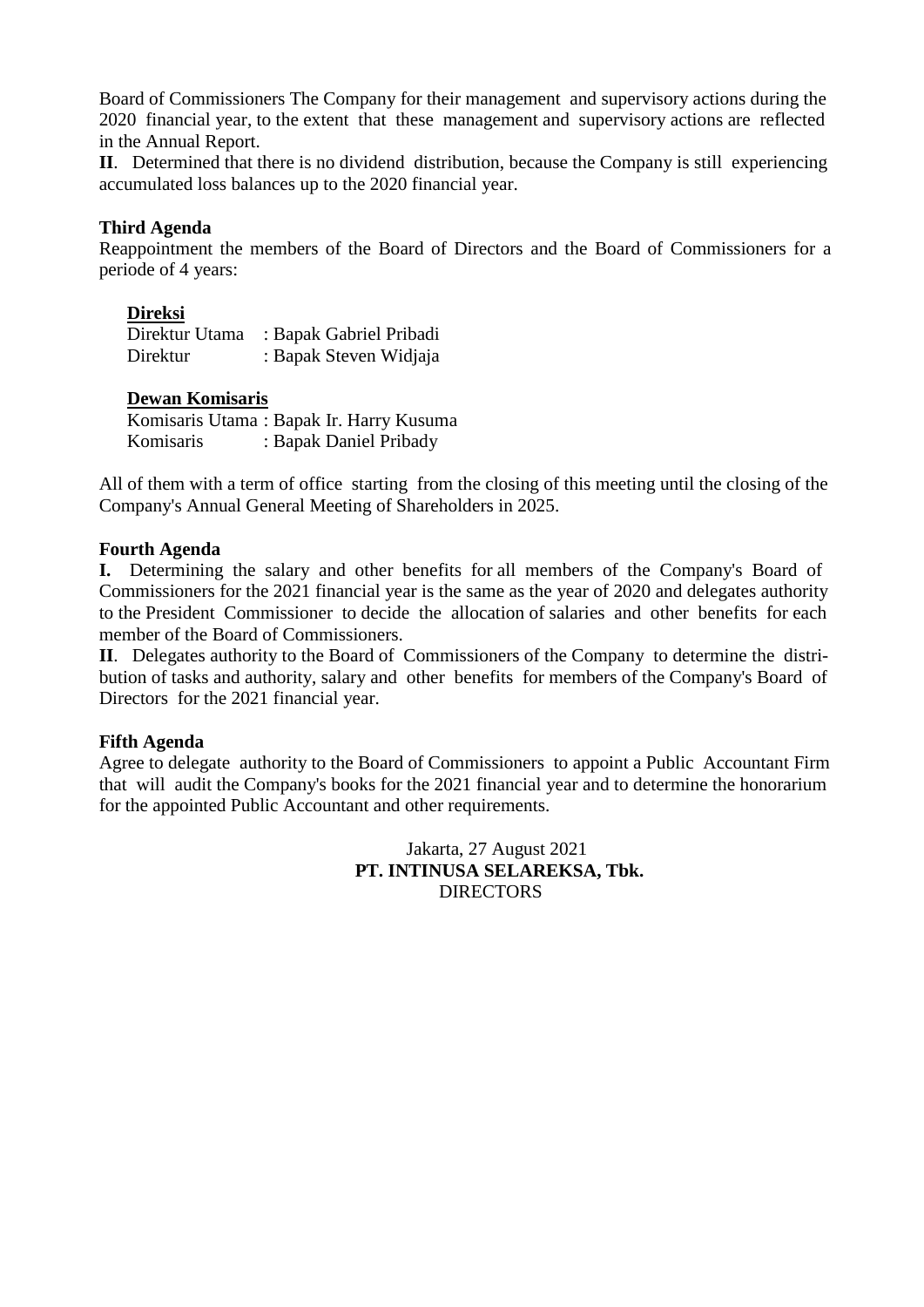Board of Commissioners The Company for their management and supervisory actions during the 2020 financial year, to the extent that these management and supervisory actions are reflected in the Annual Report.

**II**. Determined that there is no dividend distribution, because the Company is still experiencing accumulated loss balances up to the 2020 financial year.

**Third Agenda**

Reappointment the members of the Board of Directors and the Board of Commissioners for a periode of 4 years:

**Direksi**

Direktur Utama : Bapak Gabriel Pribadi
Direktur : Bapak Steven Widjaja

**Dewan Komisaris**

Komisaris Utama : Bapak Ir. Harry Kusuma
Komisaris : Bapak Daniel Pribady

All of them with a term of office starting from the closing of this meeting until the closing of the Company's Annual General Meeting of Shareholders in 2025.

**Fourth Agenda**

**I.** Determining the salary and other benefits for all members of the Company's Board of Commissioners for the 2021 financial year is the same as the year of 2020 and delegates authority to the President Commissioner to decide the allocation of salaries and other benefits for each member of the Board of Commissioners.

**II**. Delegates authority to the Board of Commissioners of the Company to determine the distribution of tasks and authority, salary and other benefits for members of the Company's Board of Directors for the 2021 financial year.

**Fifth Agenda**

Agree to delegate authority to the Board of Commissioners to appoint a Public Accountant Firm that will audit the Company's books for the 2021 financial year and to determine the honorarium for the appointed Public Accountant and other requirements.

Jakarta, 27 August 2021
**PT. INTINUSA SELAREKSA, Tbk.**
DIRECTORS